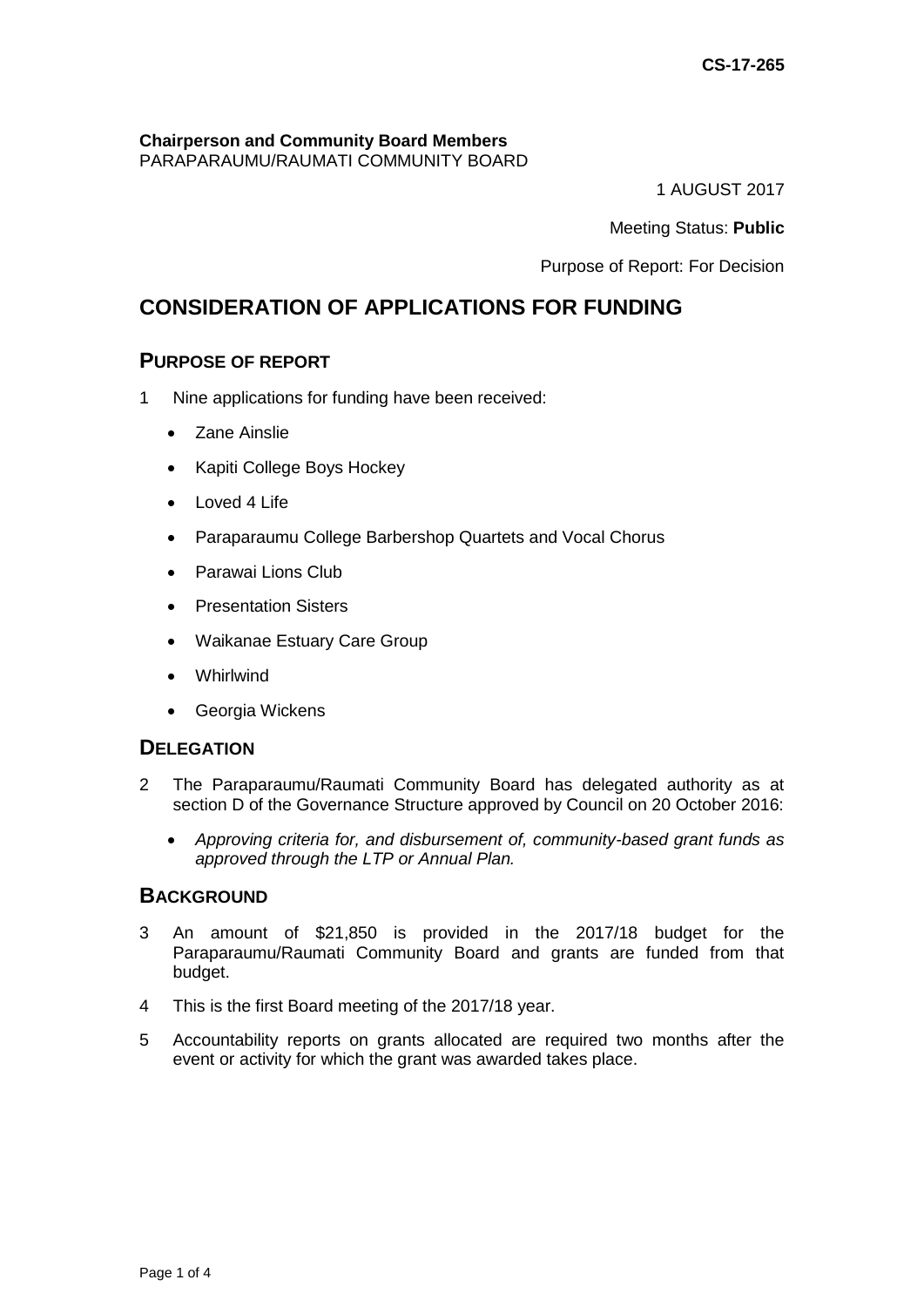CS-17-265

**Chairperson and Community Board Members**
PARAPARAUMU/RAUMATI COMMUNITY BOARD

1 AUGUST 2017

Meeting Status: **Public**

Purpose of Report: For Decision

# CONSIDERATION OF APPLICATIONS FOR FUNDING

## PURPOSE OF REPORT

1 Nine applications for funding have been received:

- Zane Ainslie
- Kapiti College Boys Hockey
- Loved 4 Life
- Paraparaumu College Barbershop Quartets and Vocal Chorus
- Parawai Lions Club
- Presentation Sisters
- Waikanae Estuary Care Group
- Whirlwind
- Georgia Wickens

## DELEGATION

2 The Paraparaumu/Raumati Community Board has delegated authority as at section D of the Governance Structure approved by Council on 20 October 2016:

- *Approving criteria for, and disbursement of, community-based grant funds as approved through the LTP or Annual Plan.*

## BACKGROUND

3 An amount of $21,850 is provided in the 2017/18 budget for the Paraparaumu/Raumati Community Board and grants are funded from that budget.

4 This is the first Board meeting of the 2017/18 year.

5 Accountability reports on grants allocated are required two months after the event or activity for which the grant was awarded takes place.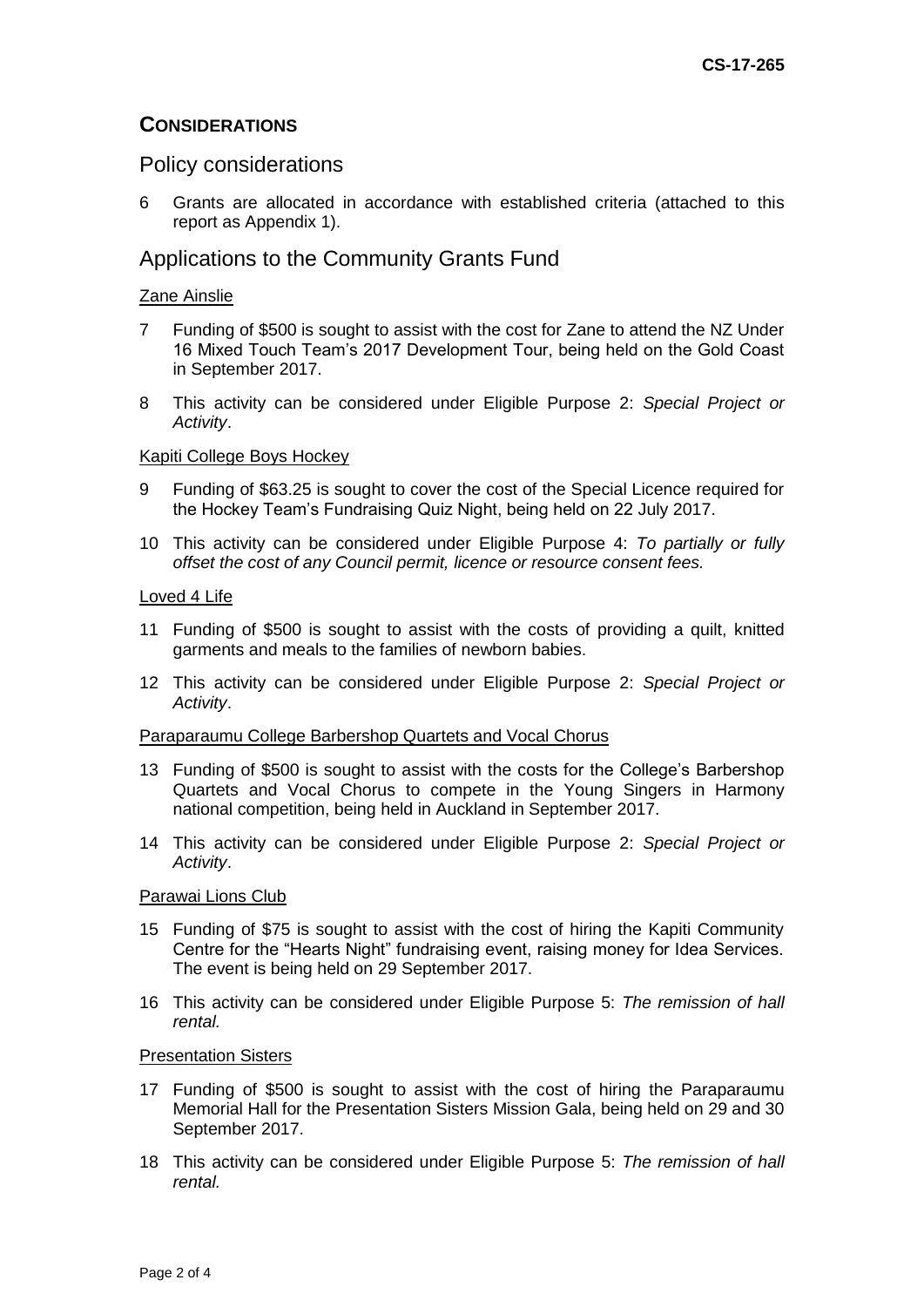## CONSIDERATIONS

### Policy considerations

6 Grants are allocated in accordance with established criteria (attached to this report as Appendix 1).

### Applications to the Community Grants Fund

Zane Ainslie

7 Funding of $500 is sought to assist with the cost for Zane to attend the NZ Under 16 Mixed Touch Team's 2017 Development Tour, being held on the Gold Coast in September 2017.

8 This activity can be considered under Eligible Purpose 2: *Special Project or Activity*.

Kapiti College Boys Hockey

9 Funding of $63.25 is sought to cover the cost of the Special Licence required for the Hockey Team's Fundraising Quiz Night, being held on 22 July 2017.

10 This activity can be considered under Eligible Purpose 4: *To partially or fully offset the cost of any Council permit, licence or resource consent fees.*

Loved 4 Life

11 Funding of $500 is sought to assist with the costs of providing a quilt, knitted garments and meals to the families of newborn babies.

12 This activity can be considered under Eligible Purpose 2: *Special Project or Activity*.

Paraparaumu College Barbershop Quartets and Vocal Chorus

13 Funding of $500 is sought to assist with the costs for the College's Barbershop Quartets and Vocal Chorus to compete in the Young Singers in Harmony national competition, being held in Auckland in September 2017.

14 This activity can be considered under Eligible Purpose 2: *Special Project or Activity*.

Parawai Lions Club

15 Funding of $75 is sought to assist with the cost of hiring the Kapiti Community Centre for the "Hearts Night" fundraising event, raising money for Idea Services. The event is being held on 29 September 2017.

16 This activity can be considered under Eligible Purpose 5: *The remission of hall rental.*

Presentation Sisters

17 Funding of $500 is sought to assist with the cost of hiring the Paraparaumu Memorial Hall for the Presentation Sisters Mission Gala, being held on 29 and 30 September 2017.

18 This activity can be considered under Eligible Purpose 5: *The remission of hall rental.*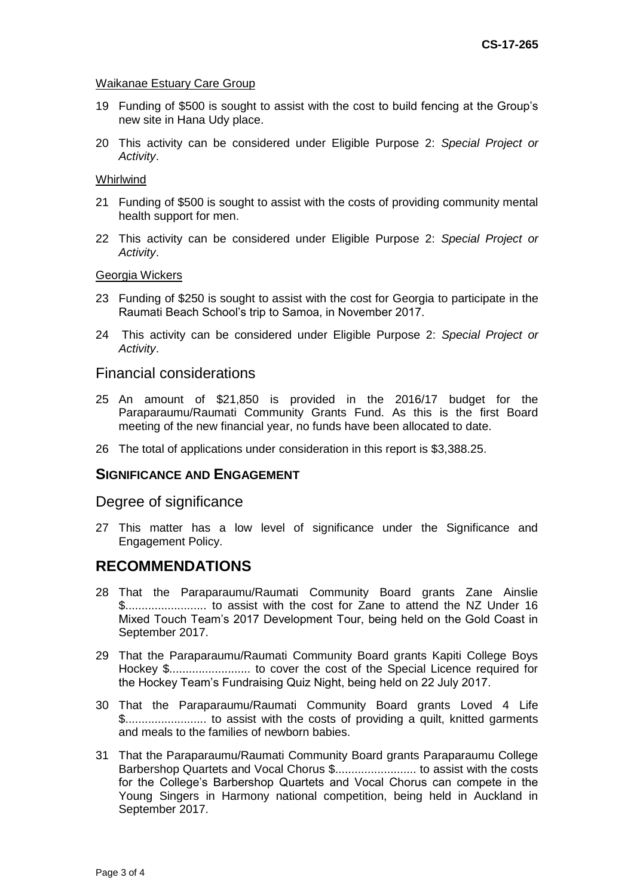Waikanae Estuary Care Group

19 Funding of $500 is sought to assist with the cost to build fencing at the Group's new site in Hana Udy place.

20 This activity can be considered under Eligible Purpose 2: *Special Project or Activity*.

Whirlwind

21 Funding of $500 is sought to assist with the costs of providing community mental health support for men.

22 This activity can be considered under Eligible Purpose 2: *Special Project or Activity*.

Georgia Wickers

23 Funding of $250 is sought to assist with the cost for Georgia to participate in the Raumati Beach School's trip to Samoa, in November 2017.

24 This activity can be considered under Eligible Purpose 2: *Special Project or Activity*.

## Financial considerations

25 An amount of $21,850 is provided in the 2016/17 budget for the Paraparaumu/Raumati Community Grants Fund. As this is the first Board meeting of the new financial year, no funds have been allocated to date.

26 The total of applications under consideration in this report is $3,388.25.

### SIGNIFICANCE AND ENGAGEMENT

## Degree of significance

27 This matter has a low level of significance under the Significance and Engagement Policy.

# RECOMMENDATIONS

28 That the Paraparaumu/Raumati Community Board grants Zane Ainslie $......................... to assist with the cost for Zane to attend the NZ Under 16 Mixed Touch Team's 2017 Development Tour, being held on the Gold Coast in September 2017.

29 That the Paraparaumu/Raumati Community Board grants Kapiti College Boys Hockey $......................... to cover the cost of the Special Licence required for the Hockey Team's Fundraising Quiz Night, being held on 22 July 2017.

30 That the Paraparaumu/Raumati Community Board grants Loved 4 Life $......................... to assist with the costs of providing a quilt, knitted garments and meals to the families of newborn babies.

31 That the Paraparaumu/Raumati Community Board grants Paraparaumu College Barbershop Quartets and Vocal Chorus $......................... to assist with the costs for the College's Barbershop Quartets and Vocal Chorus can compete in the Young Singers in Harmony national competition, being held in Auckland in September 2017.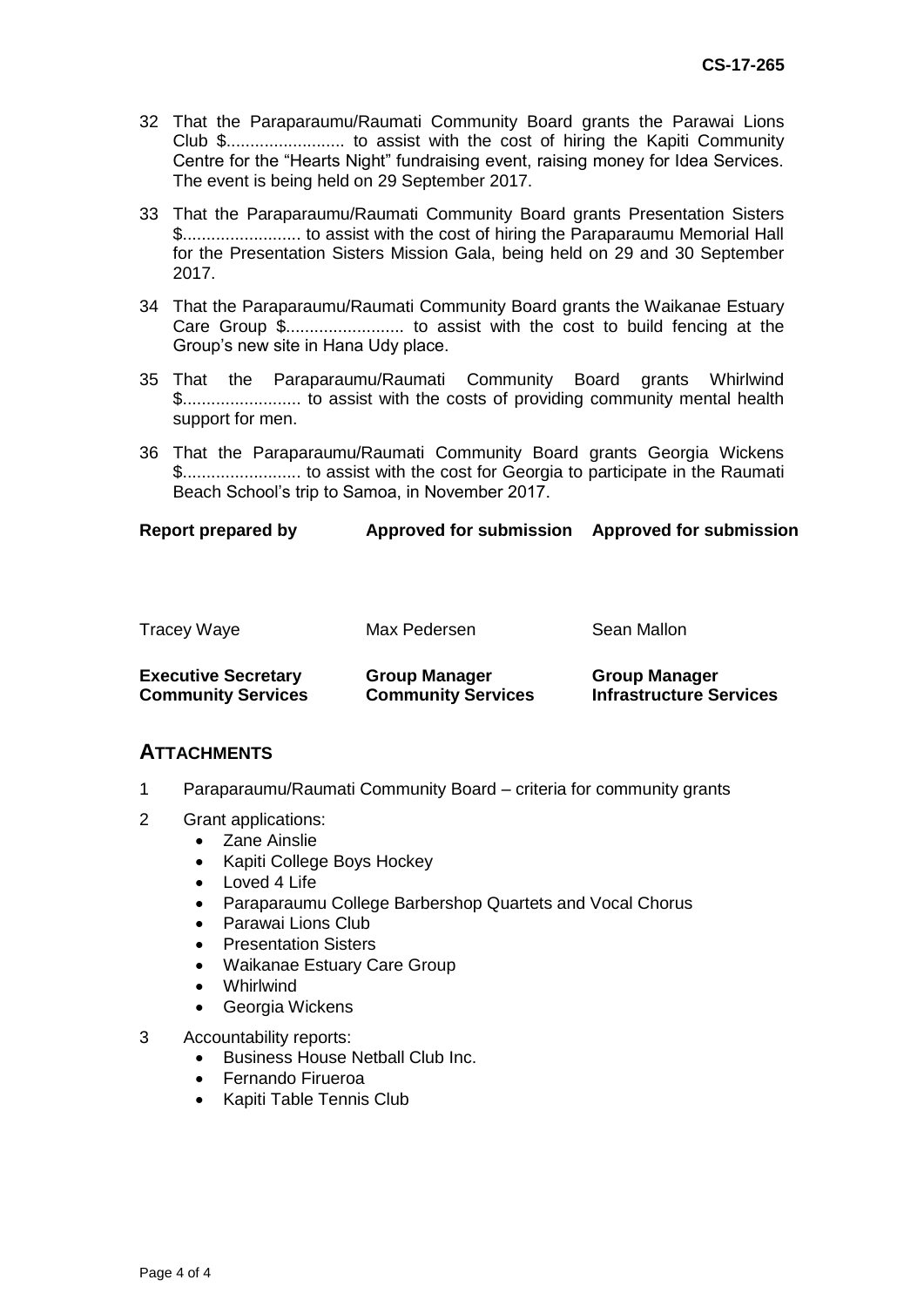32 That the Paraparaumu/Raumati Community Board grants the Parawai Lions Club $......................... to assist with the cost of hiring the Kapiti Community Centre for the "Hearts Night" fundraising event, raising money for Idea Services. The event is being held on 29 September 2017.

33 That the Paraparaumu/Raumati Community Board grants Presentation Sisters $......................... to assist with the cost of hiring the Paraparaumu Memorial Hall for the Presentation Sisters Mission Gala, being held on 29 and 30 September 2017.

34 That the Paraparaumu/Raumati Community Board grants the Waikanae Estuary Care Group $......................... to assist with the cost to build fencing at the Group's new site in Hana Udy place.

35 That the Paraparaumu/Raumati Community Board grants Whirlwind $......................... to assist with the costs of providing community mental health support for men.

36 That the Paraparaumu/Raumati Community Board grants Georgia Wickens $......................... to assist with the cost for Georgia to participate in the Raumati Beach School's trip to Samoa, in November 2017.

| **Report prepared by** | **Approved for submission** | **Approved for submission** |
|---|---|---|
| Tracey Waye | Max Pedersen | Sean Mallon |
| **Executive Secretary Community Services** | **Group Manager Community Services** | **Group Manager Infrastructure Services** |

## ATTACHMENTS

1 Paraparaumu/Raumati Community Board – criteria for community grants

2 Grant applications:
- Zane Ainslie
- Kapiti College Boys Hockey
- Loved 4 Life
- Paraparaumu College Barbershop Quartets and Vocal Chorus
- Parawai Lions Club
- Presentation Sisters
- Waikanae Estuary Care Group
- Whirlwind
- Georgia Wickens

3 Accountability reports:
- Business House Netball Club Inc.
- Fernando Firueroa
- Kapiti Table Tennis Club